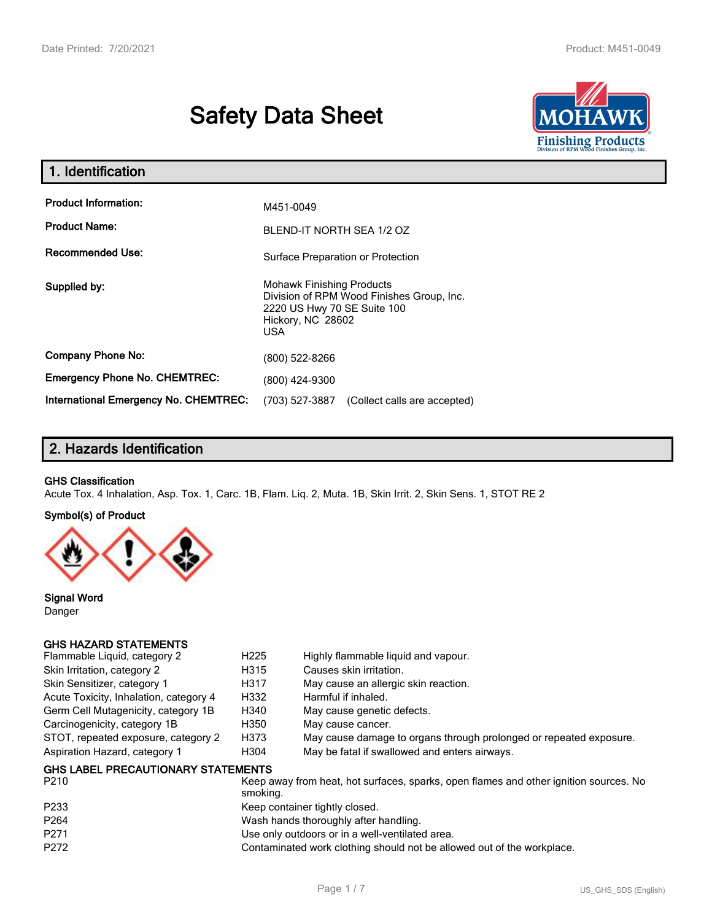# Safety Data Sheet

## 1. Identification

| | |
|---|---|
| **Product Information:** | M451-0049 |
| **Product Name:** | BLEND-IT NORTH SEA 1/2 OZ |
| **Recommended Use:** | Surface Preparation or Protection |
| **Supplied by:** | Mohawk Finishing Products<br>Division of RPM Wood Finishes Group, Inc.<br>2220 US Hwy 70 SE Suite 100<br>Hickory, NC 28602<br>USA |
| **Company Phone No:** | (800) 522-8266 |
| **Emergency Phone No. CHEMTREC:** | (800) 424-9300 |
| **International Emergency No. CHEMTREC:** | (703) 527-3887 (Collect calls are accepted) |

## 2. Hazards Identification

**GHS Classification**

Acute Tox. 4 Inhalation, Asp. Tox. 1, Carc. 1B, Flam. Liq. 2, Muta. 1B, Skin Irrit. 2, Skin Sens. 1, STOT RE 2

**Symbol(s) of Product**

**Signal Word**

Danger

**GHS HAZARD STATEMENTS**

| | | |
|---|---|---|
| Flammable Liquid, category 2 | H225 | Highly flammable liquid and vapour. |
| Skin Irritation, category 2 | H315 | Causes skin irritation. |
| Skin Sensitizer, category 1 | H317 | May cause an allergic skin reaction. |
| Acute Toxicity, Inhalation, category 4 | H332 | Harmful if inhaled. |
| Germ Cell Mutagenicity, category 1B | H340 | May cause genetic defects. |
| Carcinogenicity, category 1B | H350 | May cause cancer. |
| STOT, repeated exposure, category 2 | H373 | May cause damage to organs through prolonged or repeated exposure. |
| Aspiration Hazard, category 1 | H304 | May be fatal if swallowed and enters airways. |

**GHS LABEL PRECAUTIONARY STATEMENTS**

| | |
|---|---|
| P210 | Keep away from heat, hot surfaces, sparks, open flames and other ignition sources. No smoking. |
| P233 | Keep container tightly closed. |
| P264 | Wash hands thoroughly after handling. |
| P271 | Use only outdoors or in a well-ventilated area. |
| P272 | Contaminated work clothing should not be allowed out of the workplace. |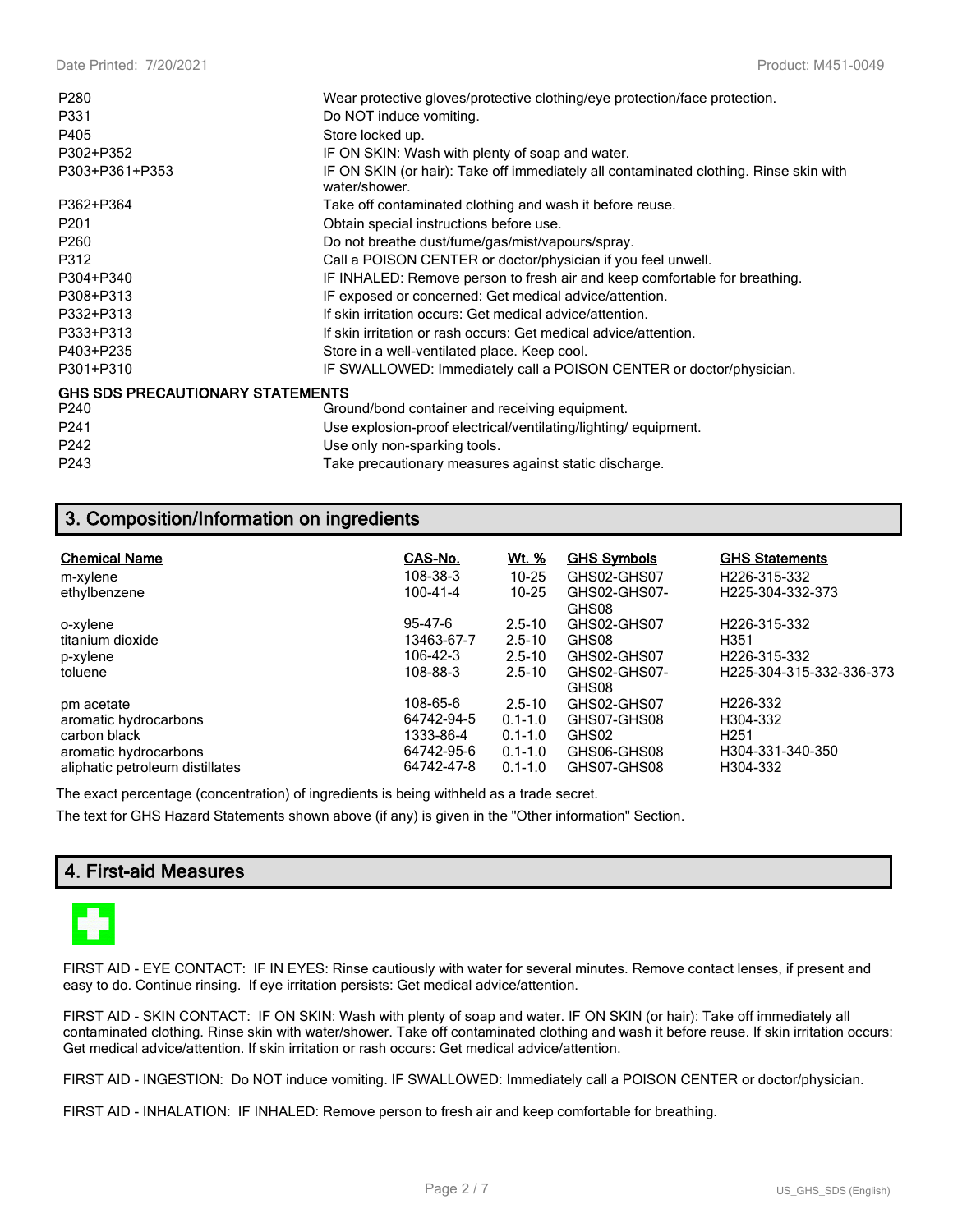| | |
|---|---|
| P280 | Wear protective gloves/protective clothing/eye protection/face protection. |
| P331 | Do NOT induce vomiting. |
| P405 | Store locked up. |
| P302+P352 | IF ON SKIN: Wash with plenty of soap and water. |
| P303+P361+P353 | IF ON SKIN (or hair): Take off immediately all contaminated clothing. Rinse skin with water/shower. |
| P362+P364 | Take off contaminated clothing and wash it before reuse. |
| P201 | Obtain special instructions before use. |
| P260 | Do not breathe dust/fume/gas/mist/vapours/spray. |
| P312 | Call a POISON CENTER or doctor/physician if you feel unwell. |
| P304+P340 | IF INHALED: Remove person to fresh air and keep comfortable for breathing. |
| P308+P313 | IF exposed or concerned: Get medical advice/attention. |
| P332+P313 | If skin irritation occurs: Get medical advice/attention. |
| P333+P313 | If skin irritation or rash occurs: Get medical advice/attention. |
| P403+P235 | Store in a well-ventilated place. Keep cool. |
| P301+P310 | IF SWALLOWED: Immediately call a POISON CENTER or doctor/physician. |

**GHS SDS PRECAUTIONARY STATEMENTS**

| | |
|---|---|
| P240 | Ground/bond container and receiving equipment. |
| P241 | Use explosion-proof electrical/ventilating/lighting/ equipment. |
| P242 | Use only non-sparking tools. |
| P243 | Take precautionary measures against static discharge. |

## 3. Composition/Information on ingredients

| Chemical Name | CAS-No. | Wt. % | GHS Symbols | GHS Statements |
|---|---|---|---|---|
| m-xylene | 108-38-3 | 10-25 | GHS02-GHS07 | H226-315-332 |
| ethylbenzene | 100-41-4 | 10-25 | GHS02-GHS07-GHS08 | H225-304-332-373 |
| o-xylene | 95-47-6 | 2.5-10 | GHS02-GHS07 | H226-315-332 |
| titanium dioxide | 13463-67-7 | 2.5-10 | GHS08 | H351 |
| p-xylene | 106-42-3 | 2.5-10 | GHS02-GHS07 | H226-315-332 |
| toluene | 108-88-3 | 2.5-10 | GHS02-GHS07-GHS08 | H225-304-315-332-336-373 |
| pm acetate | 108-65-6 | 2.5-10 | GHS02-GHS07 | H226-332 |
| aromatic hydrocarbons | 64742-94-5 | 0.1-1.0 | GHS07-GHS08 | H304-332 |
| carbon black | 1333-86-4 | 0.1-1.0 | GHS02 | H251 |
| aromatic hydrocarbons | 64742-95-6 | 0.1-1.0 | GHS06-GHS08 | H304-331-340-350 |
| aliphatic petroleum distillates | 64742-47-8 | 0.1-1.0 | GHS07-GHS08 | H304-332 |

The exact percentage (concentration) of ingredients is being withheld as a trade secret.

The text for GHS Hazard Statements shown above (if any) is given in the "Other information" Section.

## 4. First-aid Measures

FIRST AID - EYE CONTACT: IF IN EYES: Rinse cautiously with water for several minutes. Remove contact lenses, if present and easy to do. Continue rinsing. If eye irritation persists: Get medical advice/attention.

FIRST AID - SKIN CONTACT: IF ON SKIN: Wash with plenty of soap and water. IF ON SKIN (or hair): Take off immediately all contaminated clothing. Rinse skin with water/shower. Take off contaminated clothing and wash it before reuse. If skin irritation occurs: Get medical advice/attention. If skin irritation or rash occurs: Get medical advice/attention.

FIRST AID - INGESTION: Do NOT induce vomiting. IF SWALLOWED: Immediately call a POISON CENTER or doctor/physician.

FIRST AID - INHALATION: IF INHALED: Remove person to fresh air and keep comfortable for breathing.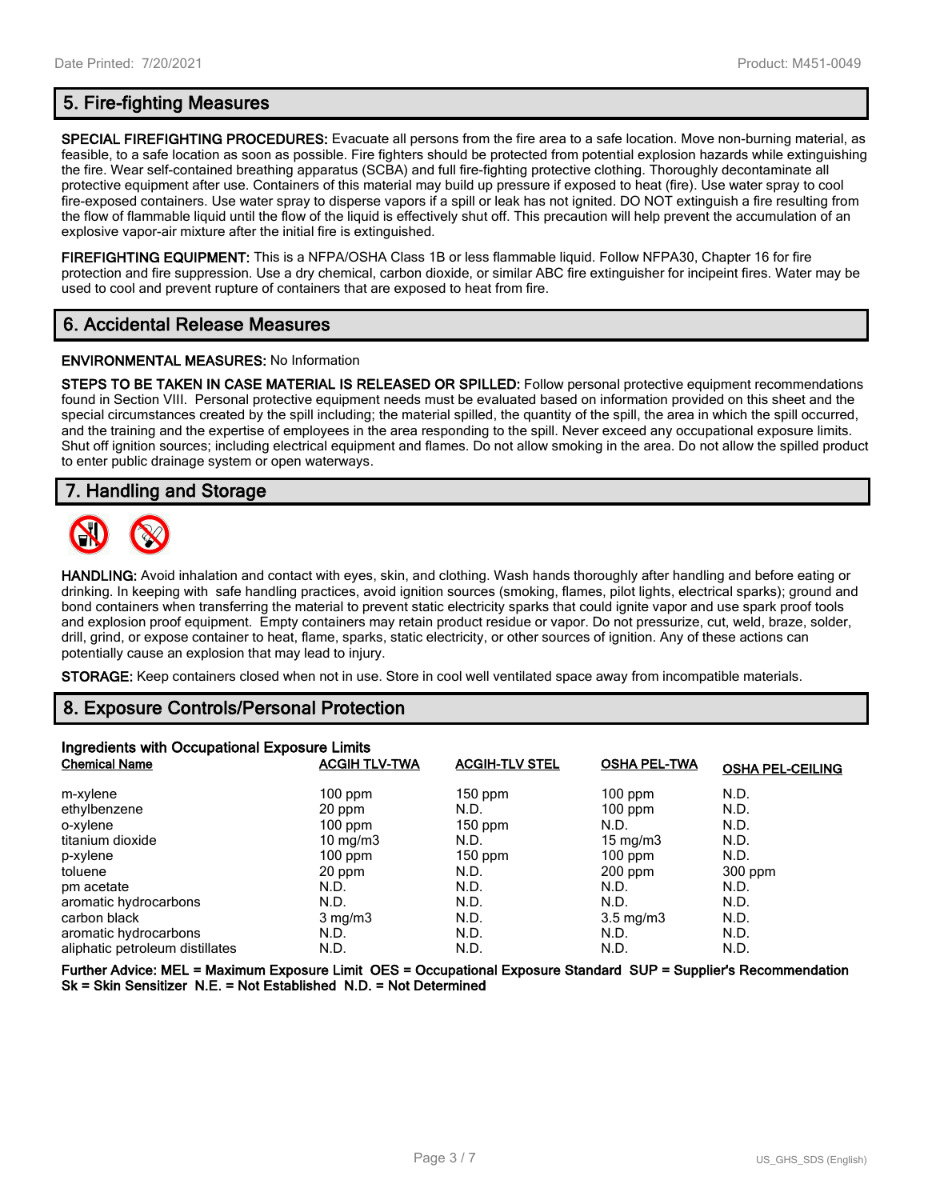## 5. Fire-fighting Measures

**SPECIAL FIREFIGHTING PROCEDURES:** Evacuate all persons from the fire area to a safe location. Move non-burning material, as feasible, to a safe location as soon as possible. Fire fighters should be protected from potential explosion hazards while extinguishing the fire. Wear self-contained breathing apparatus (SCBA) and full fire-fighting protective clothing. Thoroughly decontaminate all protective equipment after use. Containers of this material may build up pressure if exposed to heat (fire). Use water spray to cool fire-exposed containers. Use water spray to disperse vapors if a spill or leak has not ignited. DO NOT extinguish a fire resulting from the flow of flammable liquid until the flow of the liquid is effectively shut off. This precaution will help prevent the accumulation of an explosive vapor-air mixture after the initial fire is extinguished.

**FIREFIGHTING EQUIPMENT:** This is a NFPA/OSHA Class 1B or less flammable liquid. Follow NFPA30, Chapter 16 for fire protection and fire suppression. Use a dry chemical, carbon dioxide, or similar ABC fire extinguisher for incipeint fires. Water may be used to cool and prevent rupture of containers that are exposed to heat from fire.

## 6. Accidental Release Measures

**ENVIRONMENTAL MEASURES:** No Information

**STEPS TO BE TAKEN IN CASE MATERIAL IS RELEASED OR SPILLED:** Follow personal protective equipment recommendations found in Section VIII. Personal protective equipment needs must be evaluated based on information provided on this sheet and the special circumstances created by the spill including; the material spilled, the quantity of the spill, the area in which the spill occurred, and the training and the expertise of employees in the area responding to the spill. Never exceed any occupational exposure limits. Shut off ignition sources; including electrical equipment and flames. Do not allow smoking in the area. Do not allow the spilled product to enter public drainage system or open waterways.

## 7. Handling and Storage

**HANDLING:** Avoid inhalation and contact with eyes, skin, and clothing. Wash hands thoroughly after handling and before eating or drinking. In keeping with safe handling practices, avoid ignition sources (smoking, flames, pilot lights, electrical sparks); ground and bond containers when transferring the material to prevent static electricity sparks that could ignite vapor and use spark proof tools and explosion proof equipment. Empty containers may retain product residue or vapor. Do not pressurize, cut, weld, braze, solder, drill, grind, or expose container to heat, flame, sparks, static electricity, or other sources of ignition. Any of these actions can potentially cause an explosion that may lead to injury.

**STORAGE:** Keep containers closed when not in use. Store in cool well ventilated space away from incompatible materials.

## 8. Exposure Controls/Personal Protection

**Ingredients with Occupational Exposure Limits**

| Chemical Name | ACGIH TLV-TWA | ACGIH-TLV STEL | OSHA PEL-TWA | OSHA PEL-CEILING |
|---|---|---|---|---|
| m-xylene | 100 ppm | 150 ppm | 100 ppm | N.D. |
| ethylbenzene | 20 ppm | N.D. | 100 ppm | N.D. |
| o-xylene | 100 ppm | 150 ppm | N.D. | N.D. |
| titanium dioxide | 10 mg/m3 | N.D. | 15 mg/m3 | N.D. |
| p-xylene | 100 ppm | 150 ppm | 100 ppm | N.D. |
| toluene | 20 ppm | N.D. | 200 ppm | 300 ppm |
| pm acetate | N.D. | N.D. | N.D. | N.D. |
| aromatic hydrocarbons | N.D. | N.D. | N.D. | N.D. |
| carbon black | 3 mg/m3 | N.D. | 3.5 mg/m3 | N.D. |
| aromatic hydrocarbons | N.D. | N.D. | N.D. | N.D. |
| aliphatic petroleum distillates | N.D. | N.D. | N.D. | N.D. |

**Further Advice: MEL = Maximum Exposure Limit OES = Occupational Exposure Standard SUP = Supplier's Recommendation Sk = Skin Sensitizer N.E. = Not Established N.D. = Not Determined**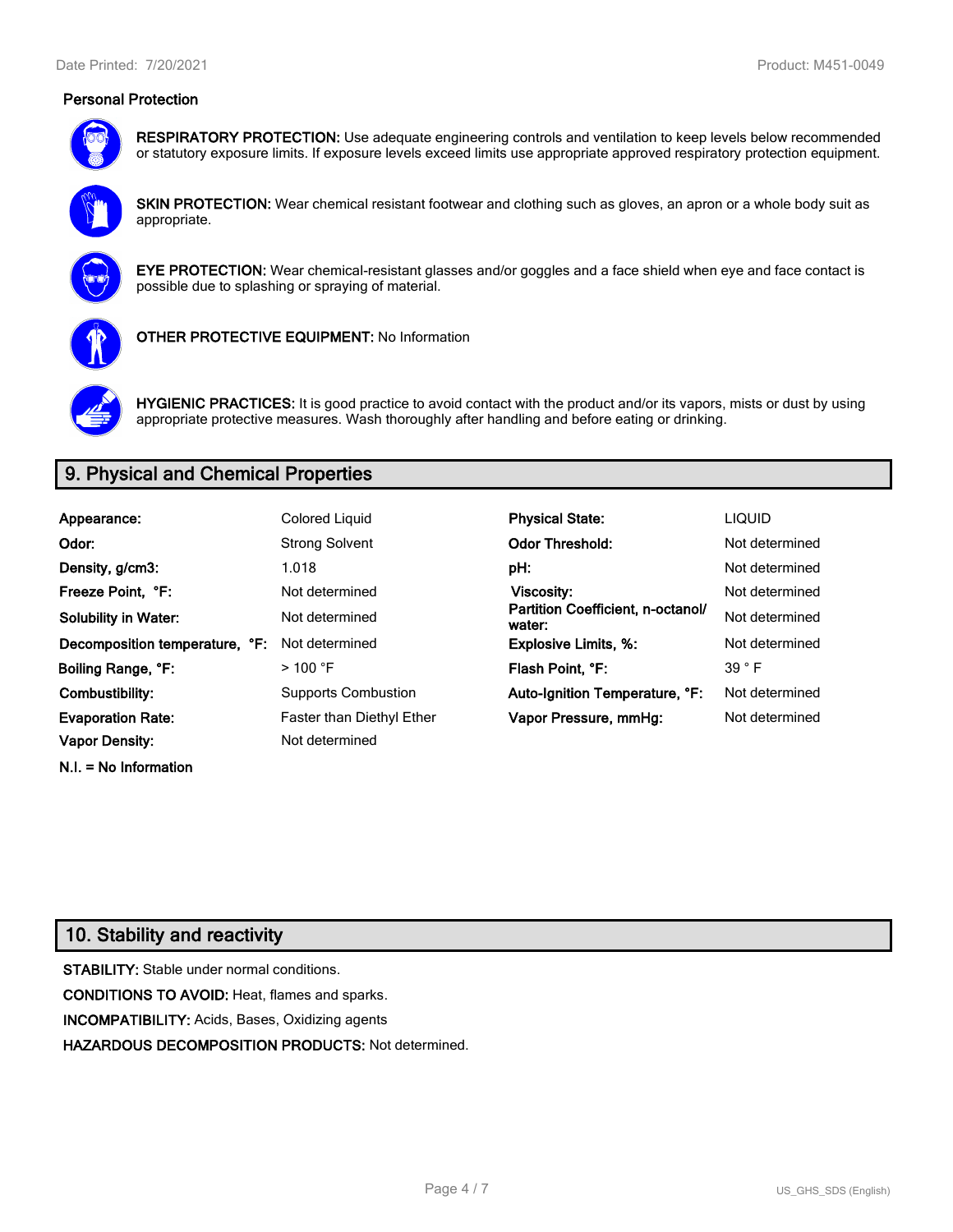### Personal Protection

**RESPIRATORY PROTECTION:** Use adequate engineering controls and ventilation to keep levels below recommended or statutory exposure limits. If exposure levels exceed limits use appropriate approved respiratory protection equipment.

**SKIN PROTECTION:** Wear chemical resistant footwear and clothing such as gloves, an apron or a whole body suit as appropriate.

**EYE PROTECTION:** Wear chemical-resistant glasses and/or goggles and a face shield when eye and face contact is possible due to splashing or spraying of material.

**OTHER PROTECTIVE EQUIPMENT:** No Information

**HYGIENIC PRACTICES:** It is good practice to avoid contact with the product and/or its vapors, mists or dust by using appropriate protective measures. Wash thoroughly after handling and before eating or drinking.

## 9. Physical and Chemical Properties

| | | | |
|---|---|---|---|
| **Appearance:** | Colored Liquid | **Physical State:** | LIQUID |
| **Odor:** | Strong Solvent | **Odor Threshold:** | Not determined |
| **Density, g/cm3:** | 1.018 | **pH:** | Not determined |
| **Freeze Point, °F:** | Not determined | **Viscosity:** | Not determined |
| **Solubility in Water:** | Not determined | **Partition Coefficient, n-octanol/ water:** | Not determined |
| **Decomposition temperature, °F:** | Not determined | **Explosive Limits, %:** | Not determined |
| **Boiling Range, °F:** | > 100 °F | **Flash Point, °F:** | 39 ° F |
| **Combustibility:** | Supports Combustion | **Auto-Ignition Temperature, °F:** | Not determined |
| **Evaporation Rate:** | Faster than Diethyl Ether | **Vapor Pressure, mmHg:** | Not determined |
| **Vapor Density:** | Not determined | | |

**N.I. = No Information**

## 10. Stability and reactivity

**STABILITY:** Stable under normal conditions.

**CONDITIONS TO AVOID:** Heat, flames and sparks.

**INCOMPATIBILITY:** Acids, Bases, Oxidizing agents

**HAZARDOUS DECOMPOSITION PRODUCTS:** Not determined.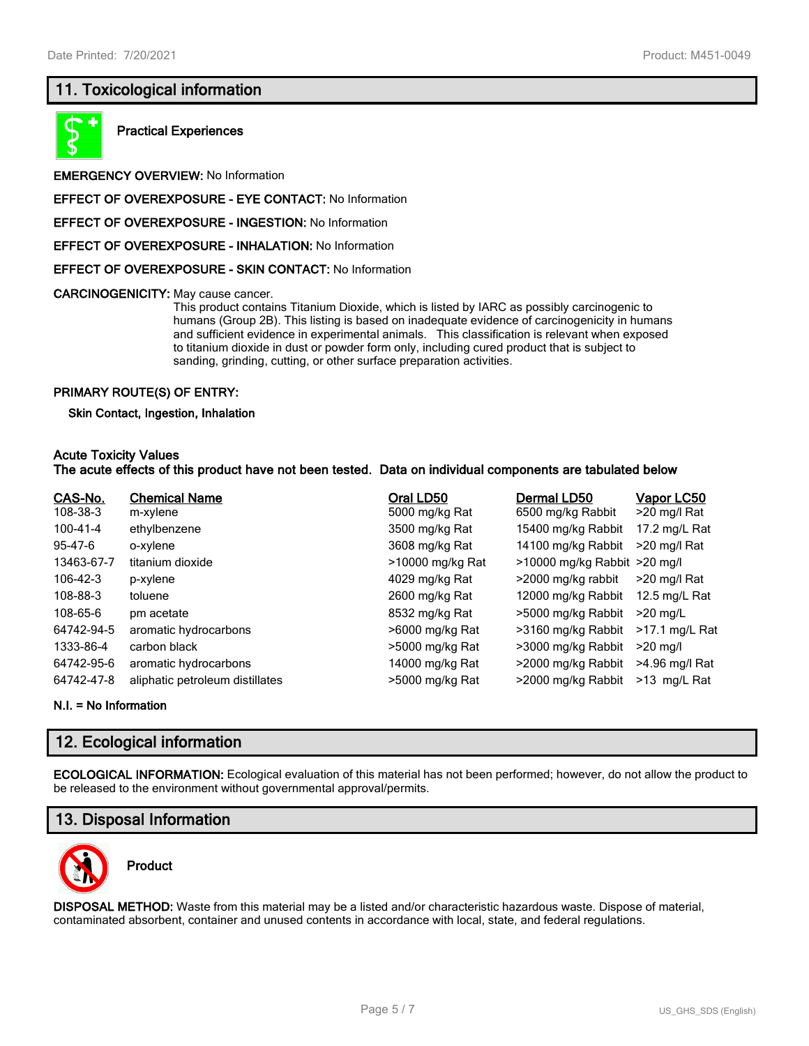## 11. Toxicological information

**Practical Experiences**

**EMERGENCY OVERVIEW:** No Information

**EFFECT OF OVEREXPOSURE - EYE CONTACT:** No Information

**EFFECT OF OVEREXPOSURE - INGESTION:** No Information

**EFFECT OF OVEREXPOSURE - INHALATION:** No Information

**EFFECT OF OVEREXPOSURE - SKIN CONTACT:** No Information

**CARCINOGENICITY:** May cause cancer.
This product contains Titanium Dioxide, which is listed by IARC as possibly carcinogenic to humans (Group 2B). This listing is based on inadequate evidence of carcinogenicity in humans and sufficient evidence in experimental animals. This classification is relevant when exposed to titanium dioxide in dust or powder form only, including cured product that is subject to sanding, grinding, cutting, or other surface preparation activities.

**PRIMARY ROUTE(S) OF ENTRY:**

**Skin Contact, Ingestion, Inhalation**

**Acute Toxicity Values**
**The acute effects of this product have not been tested. Data on individual components are tabulated below**

| CAS-No. | Chemical Name | Oral LD50 | Dermal LD50 | Vapor LC50 |
|---|---|---|---|---|
| 108-38-3 | m-xylene | 5000 mg/kg Rat | 6500 mg/kg Rabbit | >20 mg/l Rat |
| 100-41-4 | ethylbenzene | 3500 mg/kg Rat | 15400 mg/kg Rabbit | 17.2 mg/L Rat |
| 95-47-6 | o-xylene | 3608 mg/kg Rat | 14100 mg/kg Rabbit | >20 mg/l Rat |
| 13463-67-7 | titanium dioxide | >10000 mg/kg Rat | >10000 mg/kg Rabbit | >20 mg/l |
| 106-42-3 | p-xylene | 4029 mg/kg Rat | >2000 mg/kg rabbit | >20 mg/l Rat |
| 108-88-3 | toluene | 2600 mg/kg Rat | 12000 mg/kg Rabbit | 12.5 mg/L Rat |
| 108-65-6 | pm acetate | 8532 mg/kg Rat | >5000 mg/kg Rabbit | >20 mg/L |
| 64742-94-5 | aromatic hydrocarbons | >6000 mg/kg Rat | >3160 mg/kg Rabbit | >17.1 mg/L Rat |
| 1333-86-4 | carbon black | >5000 mg/kg Rat | >3000 mg/kg Rabbit | >20 mg/l |
| 64742-95-6 | aromatic hydrocarbons | 14000 mg/kg Rat | >2000 mg/kg Rabbit | >4.96 mg/l Rat |
| 64742-47-8 | aliphatic petroleum distillates | >5000 mg/kg Rat | >2000 mg/kg Rabbit | >13 mg/L Rat |

**N.I. = No Information**

## 12. Ecological information

**ECOLOGICAL INFORMATION:** Ecological evaluation of this material has not been performed; however, do not allow the product to be released to the environment without governmental approval/permits.

## 13. Disposal Information

**Product**

**DISPOSAL METHOD:** Waste from this material may be a listed and/or characteristic hazardous waste. Dispose of material, contaminated absorbent, container and unused contents in accordance with local, state, and federal regulations.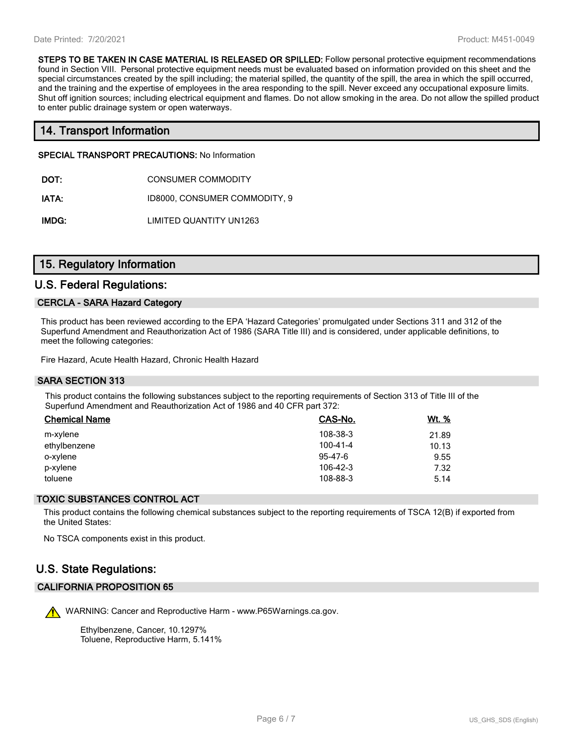**STEPS TO BE TAKEN IN CASE MATERIAL IS RELEASED OR SPILLED:** Follow personal protective equipment recommendations found in Section VIII. Personal protective equipment needs must be evaluated based on information provided on this sheet and the special circumstances created by the spill including; the material spilled, the quantity of the spill, the area in which the spill occurred, and the training and the expertise of employees in the area responding to the spill. Never exceed any occupational exposure limits. Shut off ignition sources; including electrical equipment and flames. Do not allow smoking in the area. Do not allow the spilled product to enter public drainage system or open waterways.

## 14. Transport Information

**SPECIAL TRANSPORT PRECAUTIONS:** No Information

**DOT:** CONSUMER COMMODITY

**IATA:** ID8000, CONSUMER COMMODITY, 9

**IMDG:** LIMITED QUANTITY UN1263

## 15. Regulatory Information

## U.S. Federal Regulations:

### CERCLA - SARA Hazard Category

This product has been reviewed according to the EPA 'Hazard Categories' promulgated under Sections 311 and 312 of the Superfund Amendment and Reauthorization Act of 1986 (SARA Title III) and is considered, under applicable definitions, to meet the following categories:

Fire Hazard, Acute Health Hazard, Chronic Health Hazard

### SARA SECTION 313

This product contains the following substances subject to the reporting requirements of Section 313 of Title III of the Superfund Amendment and Reauthorization Act of 1986 and 40 CFR part 372:

| Chemical Name | CAS-No. | Wt. % |
|---|---|---|
| m-xylene | 108-38-3 | 21.89 |
| ethylbenzene | 100-41-4 | 10.13 |
| o-xylene | 95-47-6 | 9.55 |
| p-xylene | 106-42-3 | 7.32 |
| toluene | 108-88-3 | 5.14 |

### TOXIC SUBSTANCES CONTROL ACT

This product contains the following chemical substances subject to the reporting requirements of TSCA 12(B) if exported from the United States:

No TSCA components exist in this product.

## U.S. State Regulations:

### CALIFORNIA PROPOSITION 65

WARNING: Cancer and Reproductive Harm - www.P65Warnings.ca.gov.

Ethylbenzene, Cancer, 10.1297%
Toluene, Reproductive Harm, 5.141%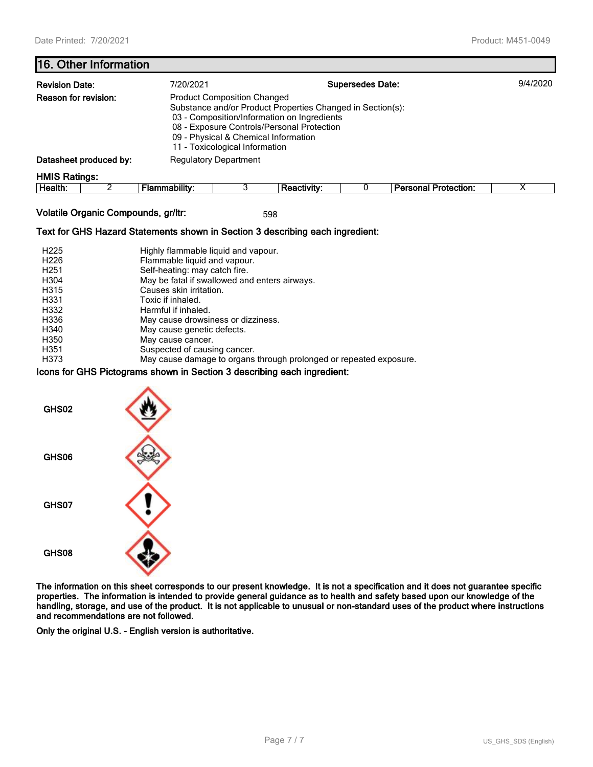## 16. Other Information

**Revision Date:** 7/20/2021 **Supersedes Date:** 9/4/2020

**Reason for revision:** Product Composition Changed
Substance and/or Product Properties Changed in Section(s):
03 - Composition/Information on Ingredients
08 - Exposure Controls/Personal Protection
09 - Physical & Chemical Information
11 - Toxicological Information

**Datasheet produced by:** Regulatory Department

**HMIS Ratings:**

| | | | | | | | |
|---|---|---|---|---|---|---|---|
| **Health:** | 2 | **Flammability:** | 3 | **Reactivity:** | 0 | **Personal Protection:** | X |

**Volatile Organic Compounds, gr/ltr:** 598

**Text for GHS Hazard Statements shown in Section 3 describing each ingredient:**

| | |
|---|---|
| H225 | Highly flammable liquid and vapour. |
| H226 | Flammable liquid and vapour. |
| H251 | Self-heating: may catch fire. |
| H304 | May be fatal if swallowed and enters airways. |
| H315 | Causes skin irritation. |
| H331 | Toxic if inhaled. |
| H332 | Harmful if inhaled. |
| H336 | May cause drowsiness or dizziness. |
| H340 | May cause genetic defects. |
| H350 | May cause cancer. |
| H351 | Suspected of causing cancer. |
| H373 | May cause damage to organs through prolonged or repeated exposure. |

**Icons for GHS Pictograms shown in Section 3 describing each ingredient:**

GHS02

GHS06

GHS07

GHS08

**The information on this sheet corresponds to our present knowledge. It is not a specification and it does not guarantee specific properties. The information is intended to provide general guidance as to health and safety based upon our knowledge of the handling, storage, and use of the product. It is not applicable to unusual or non-standard uses of the product where instructions and recommendations are not followed.**

**Only the original U.S. - English version is authoritative.**